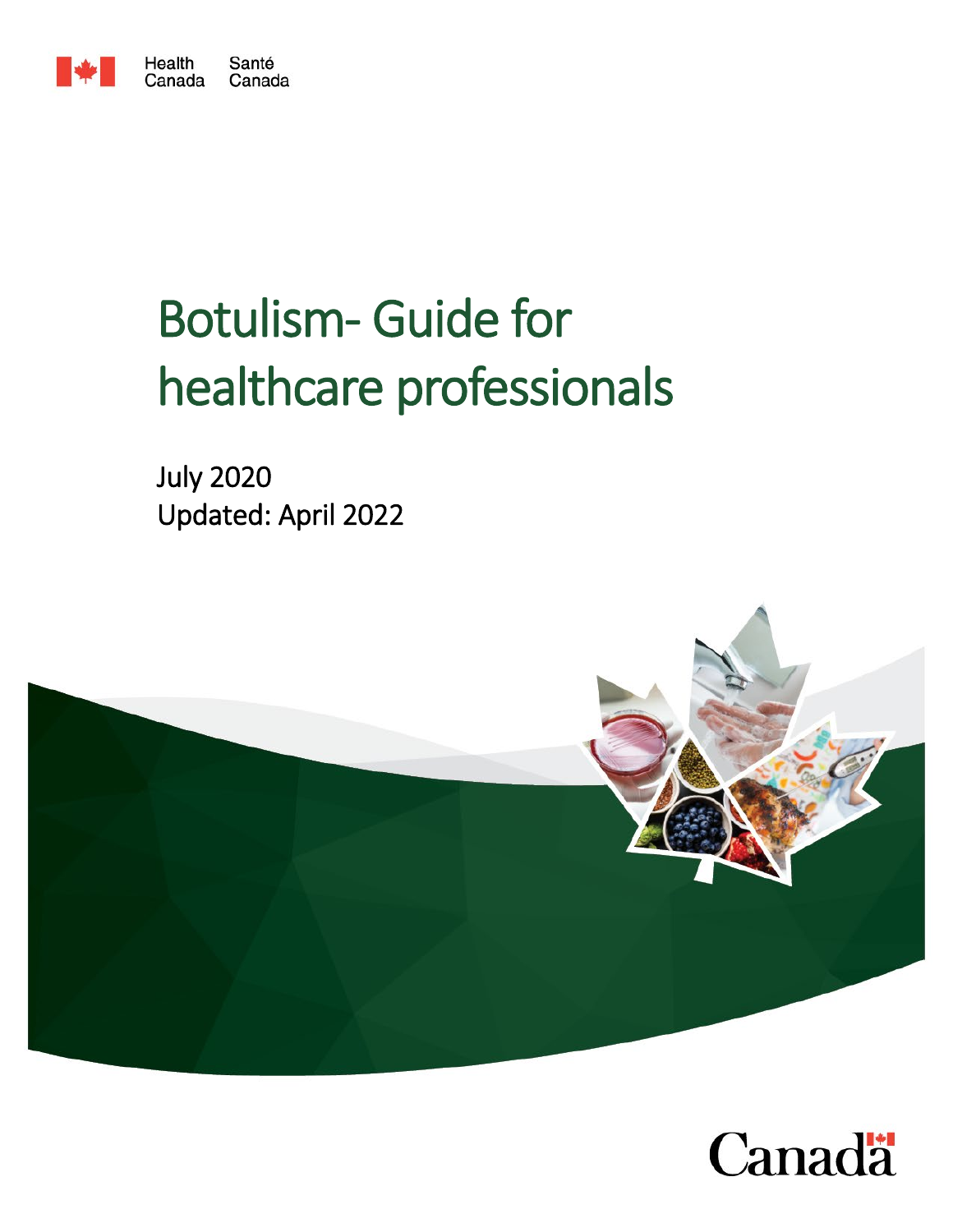Health Canada Santé Canada

# Botulism- Guide for healthcare professionals

July 2020
Updated: April 2022

Canada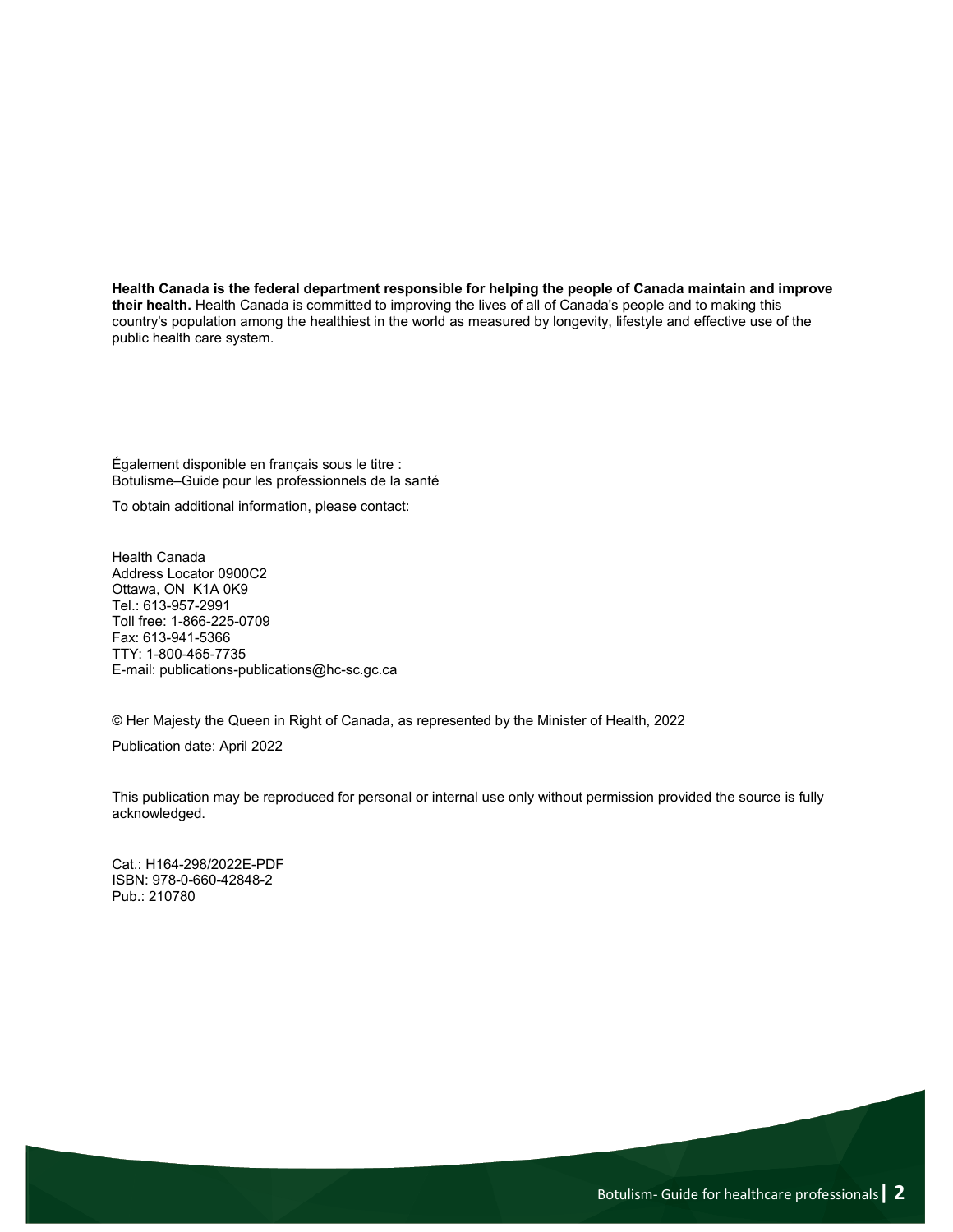**Health Canada is the federal department responsible for helping the people of Canada maintain and improve their health.** Health Canada is committed to improving the lives of all of Canada's people and to making this country's population among the healthiest in the world as measured by longevity, lifestyle and effective use of the public health care system.

Également disponible en français sous le titre :
Botulisme–Guide pour les professionnels de la santé

To obtain additional information, please contact:

Health Canada
Address Locator 0900C2
Ottawa, ON K1A 0K9
Tel.: 613-957-2991
Toll free: 1-866-225-0709
Fax: 613-941-5366
TTY: 1-800-465-7735
E-mail: publications-publications@hc-sc.gc.ca

© Her Majesty the Queen in Right of Canada, as represented by the Minister of Health, 2022

Publication date: April 2022

This publication may be reproduced for personal or internal use only without permission provided the source is fully acknowledged.

Cat.: H164-298/2022E-PDF
ISBN: 978-0-660-42848-2
Pub.: 210780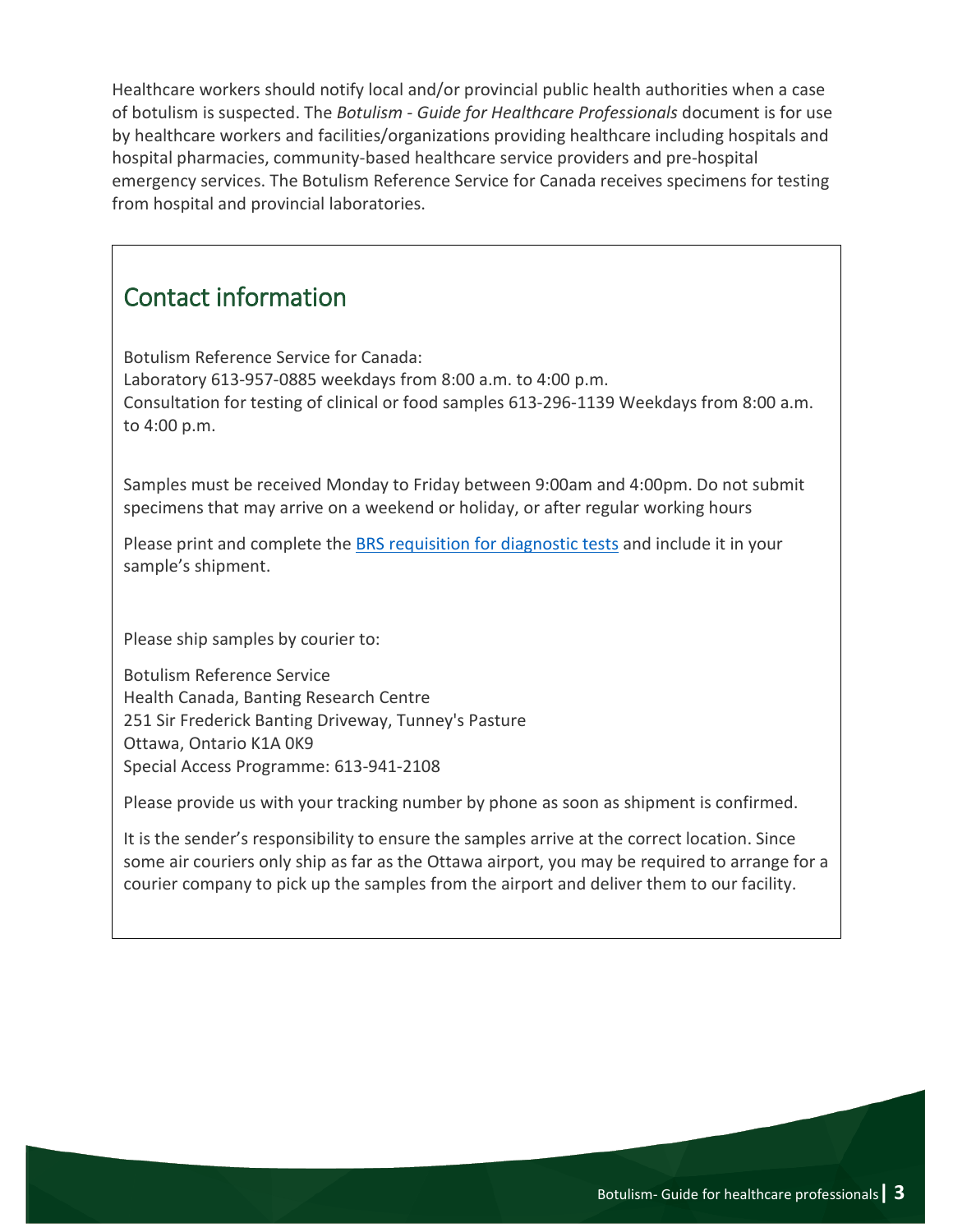Healthcare workers should notify local and/or provincial public health authorities when a case of botulism is suspected. The *Botulism - Guide for Healthcare Professionals* document is for use by healthcare workers and facilities/organizations providing healthcare including hospitals and hospital pharmacies, community-based healthcare service providers and pre-hospital emergency services. The Botulism Reference Service for Canada receives specimens for testing from hospital and provincial laboratories.

## Contact information

Botulism Reference Service for Canada:
Laboratory 613-957-0885 weekdays from 8:00 a.m. to 4:00 p.m.
Consultation for testing of clinical or food samples 613-296-1139 Weekdays from 8:00 a.m. to 4:00 p.m.

Samples must be received Monday to Friday between 9:00am and 4:00pm. Do not submit specimens that may arrive on a weekend or holiday, or after regular working hours

Please print and complete the BRS requisition for diagnostic tests and include it in your sample's shipment.

Please ship samples by courier to:

Botulism Reference Service
Health Canada, Banting Research Centre
251 Sir Frederick Banting Driveway, Tunney's Pasture
Ottawa, Ontario K1A 0K9
Special Access Programme: 613-941-2108

Please provide us with your tracking number by phone as soon as shipment is confirmed.

It is the sender's responsibility to ensure the samples arrive at the correct location. Since some air couriers only ship as far as the Ottawa airport, you may be required to arrange for a courier company to pick up the samples from the airport and deliver them to our facility.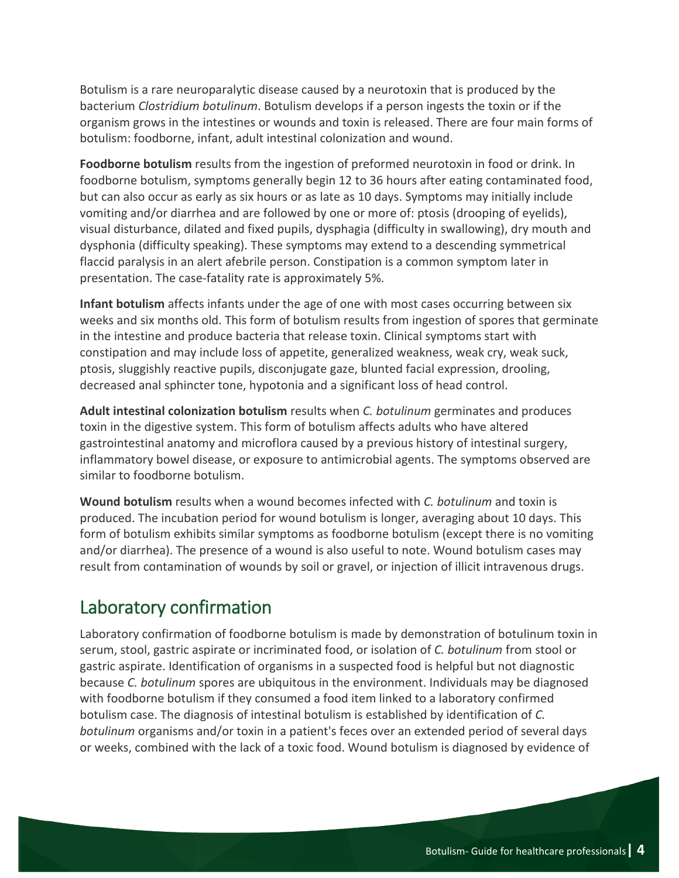Botulism is a rare neuroparalytic disease caused by a neurotoxin that is produced by the bacterium *Clostridium botulinum*. Botulism develops if a person ingests the toxin or if the organism grows in the intestines or wounds and toxin is released. There are four main forms of botulism: foodborne, infant, adult intestinal colonization and wound.

**Foodborne botulism** results from the ingestion of preformed neurotoxin in food or drink. In foodborne botulism, symptoms generally begin 12 to 36 hours after eating contaminated food, but can also occur as early as six hours or as late as 10 days. Symptoms may initially include vomiting and/or diarrhea and are followed by one or more of: ptosis (drooping of eyelids), visual disturbance, dilated and fixed pupils, dysphagia (difficulty in swallowing), dry mouth and dysphonia (difficulty speaking). These symptoms may extend to a descending symmetrical flaccid paralysis in an alert afebrile person. Constipation is a common symptom later in presentation. The case-fatality rate is approximately 5%.

**Infant botulism** affects infants under the age of one with most cases occurring between six weeks and six months old. This form of botulism results from ingestion of spores that germinate in the intestine and produce bacteria that release toxin. Clinical symptoms start with constipation and may include loss of appetite, generalized weakness, weak cry, weak suck, ptosis, sluggishly reactive pupils, disconjugate gaze, blunted facial expression, drooling, decreased anal sphincter tone, hypotonia and a significant loss of head control.

**Adult intestinal colonization botulism** results when *C. botulinum* germinates and produces toxin in the digestive system. This form of botulism affects adults who have altered gastrointestinal anatomy and microflora caused by a previous history of intestinal surgery, inflammatory bowel disease, or exposure to antimicrobial agents. The symptoms observed are similar to foodborne botulism.

**Wound botulism** results when a wound becomes infected with *C. botulinum* and toxin is produced. The incubation period for wound botulism is longer, averaging about 10 days. This form of botulism exhibits similar symptoms as foodborne botulism (except there is no vomiting and/or diarrhea). The presence of a wound is also useful to note. Wound botulism cases may result from contamination of wounds by soil or gravel, or injection of illicit intravenous drugs.

## Laboratory confirmation

Laboratory confirmation of foodborne botulism is made by demonstration of botulinum toxin in serum, stool, gastric aspirate or incriminated food, or isolation of *C. botulinum* from stool or gastric aspirate. Identification of organisms in a suspected food is helpful but not diagnostic because *C. botulinum* spores are ubiquitous in the environment. Individuals may be diagnosed with foodborne botulism if they consumed a food item linked to a laboratory confirmed botulism case. The diagnosis of intestinal botulism is established by identification of *C. botulinum* organisms and/or toxin in a patient's feces over an extended period of several days or weeks, combined with the lack of a toxic food. Wound botulism is diagnosed by evidence of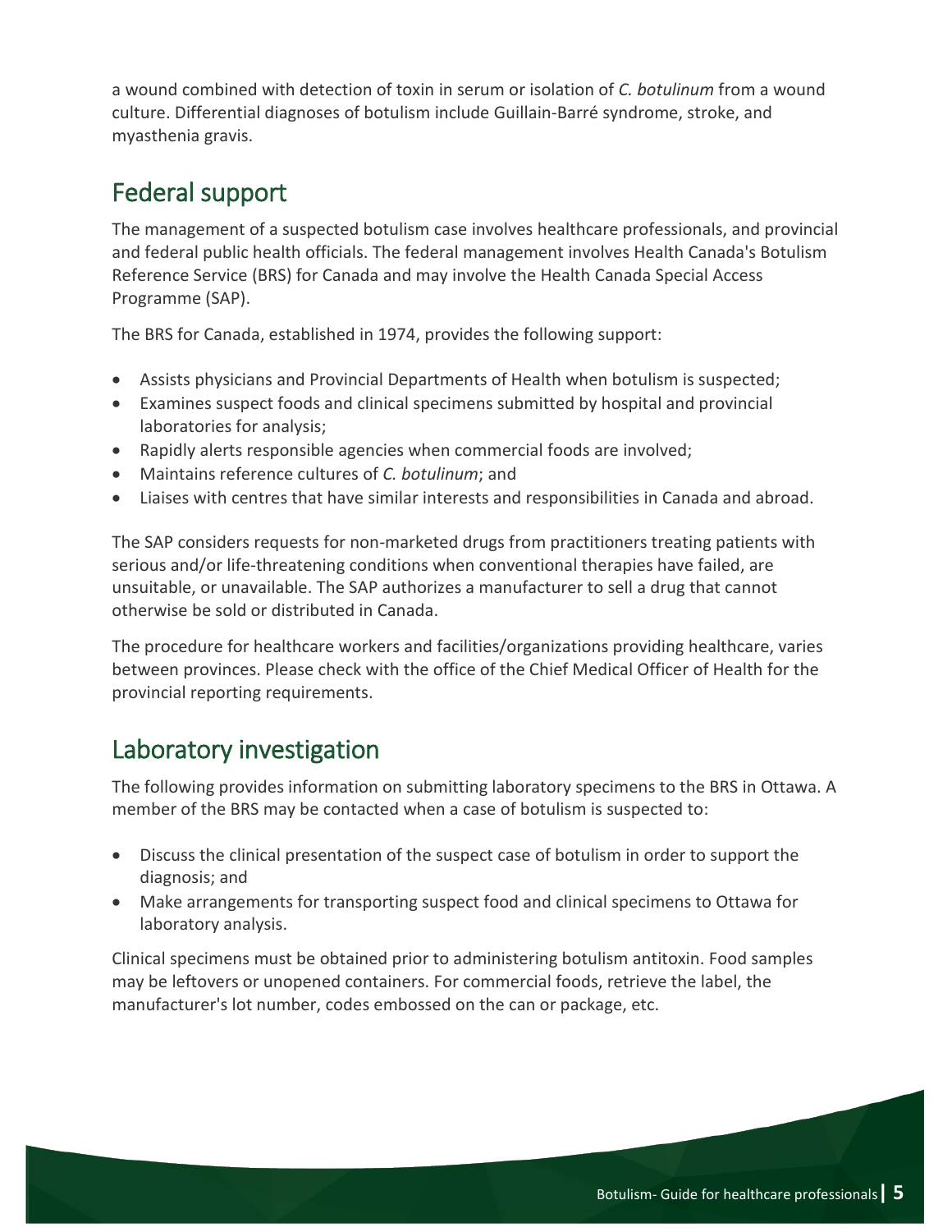a wound combined with detection of toxin in serum or isolation of *C. botulinum* from a wound culture. Differential diagnoses of botulism include Guillain-Barré syndrome, stroke, and myasthenia gravis.

## Federal support

The management of a suspected botulism case involves healthcare professionals, and provincial and federal public health officials. The federal management involves Health Canada's Botulism Reference Service (BRS) for Canada and may involve the Health Canada Special Access Programme (SAP).

The BRS for Canada, established in 1974, provides the following support:

- Assists physicians and Provincial Departments of Health when botulism is suspected;
- Examines suspect foods and clinical specimens submitted by hospital and provincial laboratories for analysis;
- Rapidly alerts responsible agencies when commercial foods are involved;
- Maintains reference cultures of *C. botulinum*; and
- Liaises with centres that have similar interests and responsibilities in Canada and abroad.

The SAP considers requests for non-marketed drugs from practitioners treating patients with serious and/or life-threatening conditions when conventional therapies have failed, are unsuitable, or unavailable. The SAP authorizes a manufacturer to sell a drug that cannot otherwise be sold or distributed in Canada.

The procedure for healthcare workers and facilities/organizations providing healthcare, varies between provinces. Please check with the office of the Chief Medical Officer of Health for the provincial reporting requirements.

## Laboratory investigation

The following provides information on submitting laboratory specimens to the BRS in Ottawa. A member of the BRS may be contacted when a case of botulism is suspected to:

- Discuss the clinical presentation of the suspect case of botulism in order to support the diagnosis; and
- Make arrangements for transporting suspect food and clinical specimens to Ottawa for laboratory analysis.

Clinical specimens must be obtained prior to administering botulism antitoxin. Food samples may be leftovers or unopened containers. For commercial foods, retrieve the label, the manufacturer's lot number, codes embossed on the can or package, etc.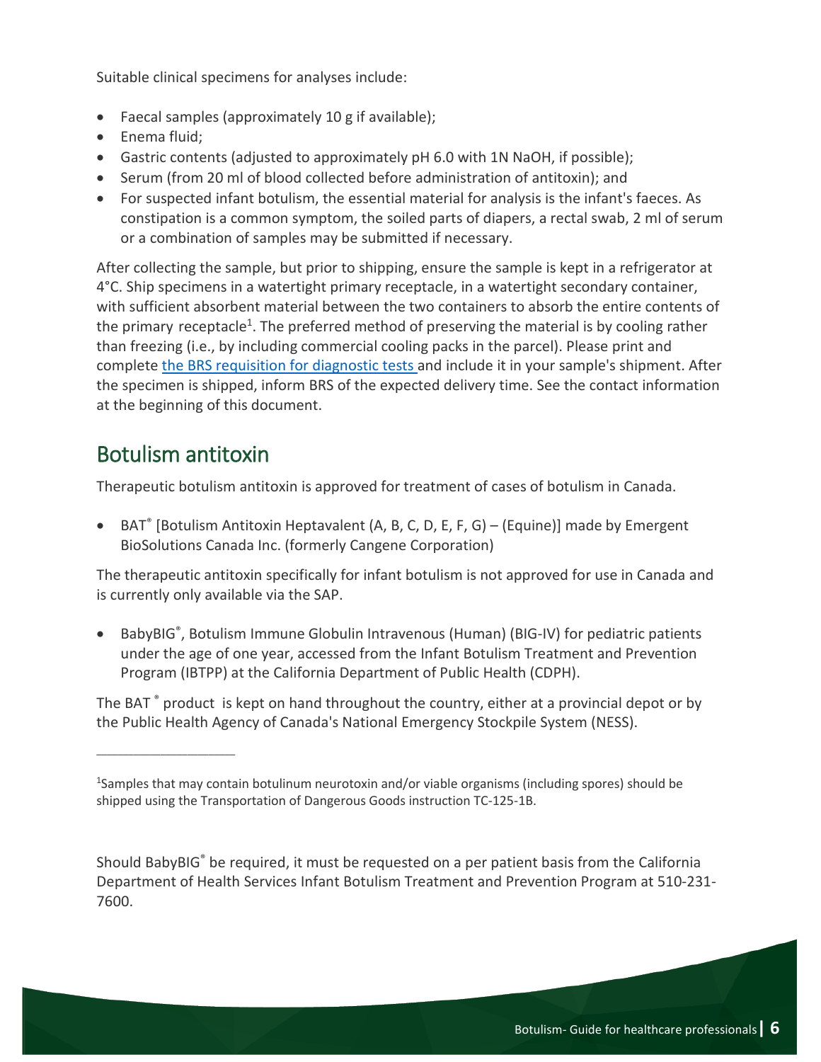Suitable clinical specimens for analyses include:

- Faecal samples (approximately 10 g if available);
- Enema fluid;
- Gastric contents (adjusted to approximately pH 6.0 with 1N NaOH, if possible);
- Serum (from 20 ml of blood collected before administration of antitoxin); and
- For suspected infant botulism, the essential material for analysis is the infant's faeces. As constipation is a common symptom, the soiled parts of diapers, a rectal swab, 2 ml of serum or a combination of samples may be submitted if necessary.

After collecting the sample, but prior to shipping, ensure the sample is kept in a refrigerator at 4°C. Ship specimens in a watertight primary receptacle, in a watertight secondary container, with sufficient absorbent material between the two containers to absorb the entire contents of the primary receptacle[1]. The preferred method of preserving the material is by cooling rather than freezing (i.e., by including commercial cooling packs in the parcel). Please print and complete the BRS requisition for diagnostic tests and include it in your sample's shipment. After the specimen is shipped, inform BRS of the expected delivery time. See the contact information at the beginning of this document.

## Botulism antitoxin

Therapeutic botulism antitoxin is approved for treatment of cases of botulism in Canada.

- BAT® [Botulism Antitoxin Heptavalent (A, B, C, D, E, F, G) – (Equine)] made by Emergent BioSolutions Canada Inc. (formerly Cangene Corporation)

The therapeutic antitoxin specifically for infant botulism is not approved for use in Canada and is currently only available via the SAP.

- BabyBIG®, Botulism Immune Globulin Intravenous (Human) (BIG-IV) for pediatric patients under the age of one year, accessed from the Infant Botulism Treatment and Prevention Program (IBTPP) at the California Department of Public Health (CDPH).

The BAT® product is kept on hand throughout the country, either at a provincial depot or by the Public Health Agency of Canada's National Emergency Stockpile System (NESS).

---

[1]Samples that may contain botulinum neurotoxin and/or viable organisms (including spores) should be shipped using the Transportation of Dangerous Goods instruction TC-125-1B.

Should BabyBIG® be required, it must be requested on a per patient basis from the California Department of Health Services Infant Botulism Treatment and Prevention Program at 510-231-7600.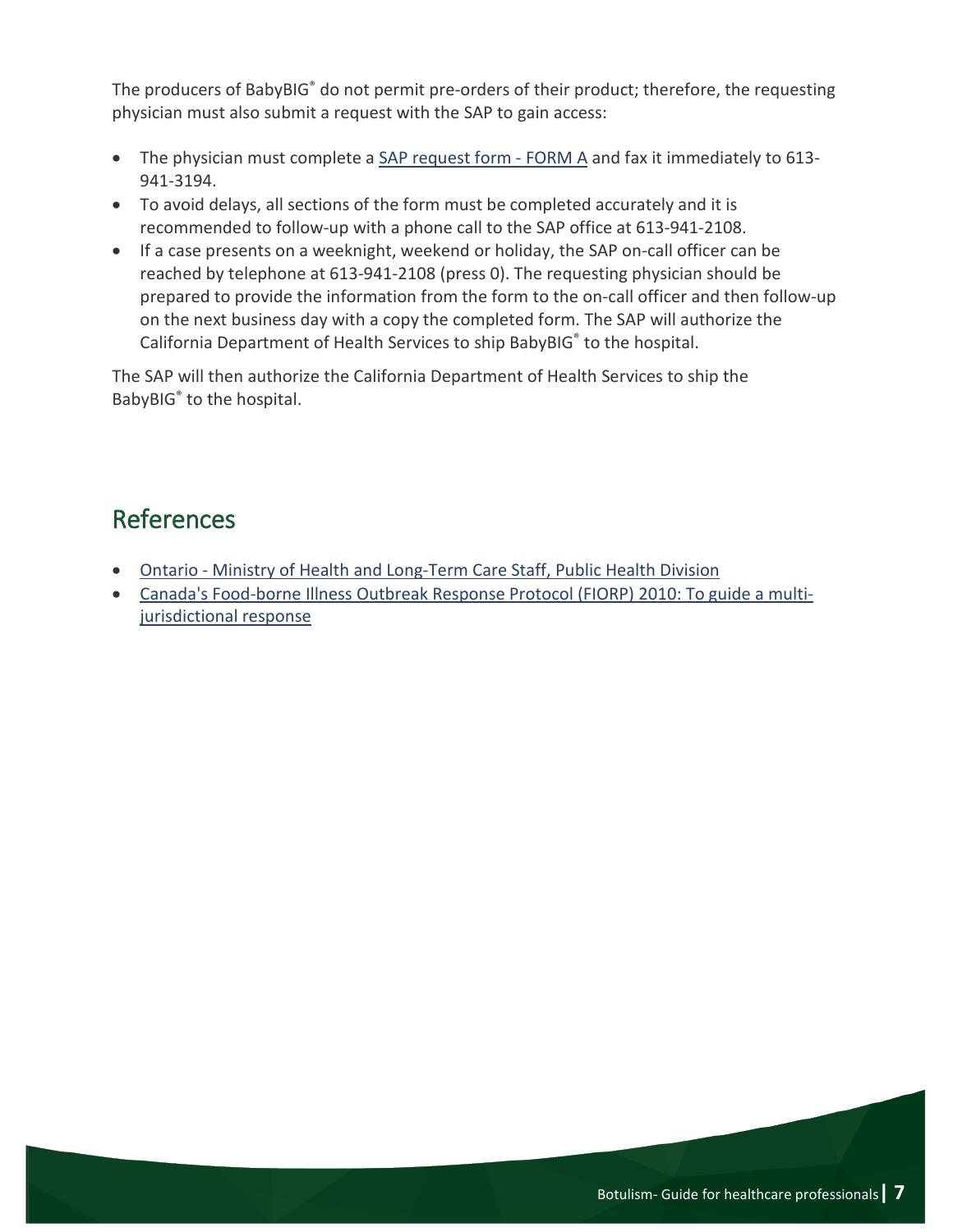The producers of BabyBIG® do not permit pre-orders of their product; therefore, the requesting physician must also submit a request with the SAP to gain access:

- The physician must complete a SAP request form - FORM A and fax it immediately to 613-941-3194.
- To avoid delays, all sections of the form must be completed accurately and it is recommended to follow-up with a phone call to the SAP office at 613-941-2108.
- If a case presents on a weeknight, weekend or holiday, the SAP on-call officer can be reached by telephone at 613-941-2108 (press 0). The requesting physician should be prepared to provide the information from the form to the on-call officer and then follow-up on the next business day with a copy the completed form. The SAP will authorize the California Department of Health Services to ship BabyBIG® to the hospital.

The SAP will then authorize the California Department of Health Services to ship the BabyBIG® to the hospital.

## References

- Ontario - Ministry of Health and Long-Term Care Staff, Public Health Division
- Canada's Food-borne Illness Outbreak Response Protocol (FIORP) 2010: To guide a multi-jurisdictional response